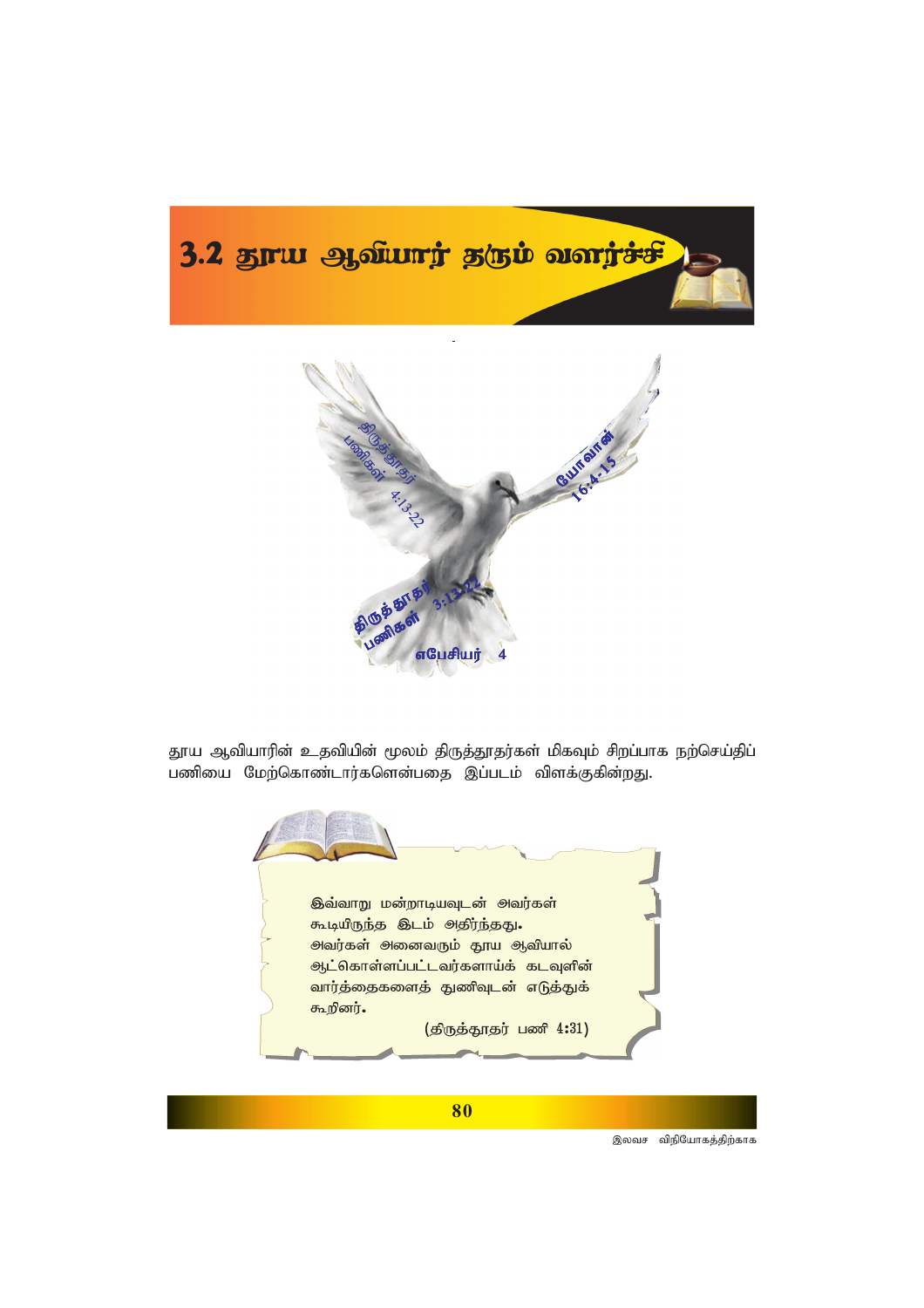# 3.2 தூய ஆவியார் தரும் வளர்ச்சி

திருத்தூதர் பணிகள் 4:13-22

யோவான் 16:4-15

திருத்தூதர் பணிகள் 3:13-22

எபேசியர் 4

தூய ஆவியாரின் உதவியின் மூலம் திருத்தூதர்கள் மிகவும் சிறப்பாக நற்செய்திப் பணியை மேற்கொண்டார்களென்பதை இப்படம் விளக்குகின்றது.

> இவ்வாறு மன்றாடியவுடன் அவர்கள் கூடியிருந்த இடம் அதிர்ந்தது. அவர்கள் அனைவரும் தூய ஆவியால் ஆட்கொள்ளப்பட்டவர்களாய்க் கடவுளின் வார்த்தைகளைத் துணிவுடன் எடுத்துக் கூறினர்.
>
> (திருத்தூதர் பணி 4:31)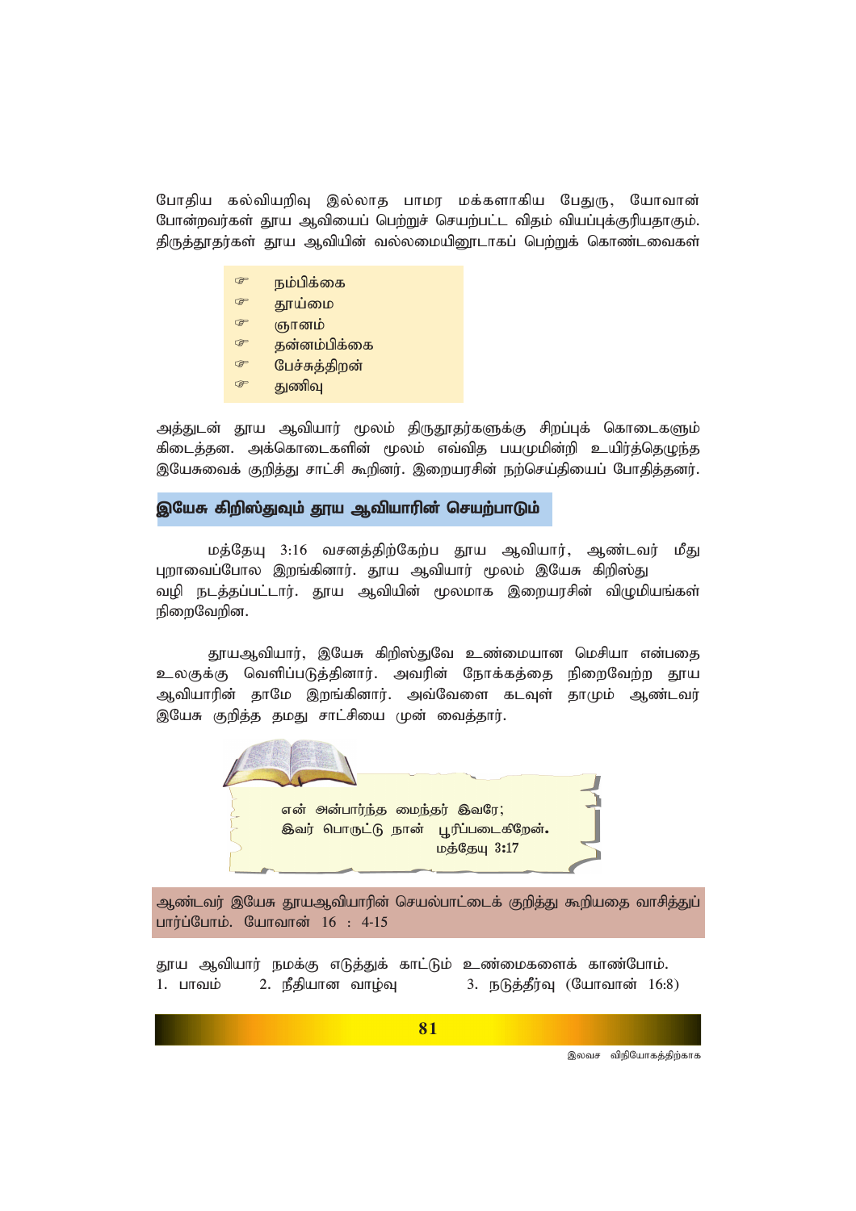போதிய கல்வியறிவு இல்லாத பாமர மக்களாகிய பேதுரு, யோவான் போன்றவர்கள் தூய ஆவியைப் பெற்றுச் செயற்பட்ட விதம் வியப்புக்குரியதாகும். திருத்தூதர்கள் தூய ஆவியின் வல்லமையினூடாகப் பெற்றுக் கொண்டவைகள்

- நம்பிக்கை
- தூய்மை
- ஞானம்
- தன்னம்பிக்கை
- பேச்சுத்திறன்
- துணிவு

அத்துடன் தூய ஆவியார் மூலம் திருதூதர்களுக்கு சிறப்புக் கொடைகளும் கிடைத்தன. அக்கொடைகளின் மூலம் எவ்வித பயமுமின்றி உயிர்த்தெழுந்த இயேசுவைக் குறித்து சாட்சி கூறினர். இறையரசின் நற்செய்தியைப் போதித்தனர்.

## இயேசு கிறிஸ்துவும் தூய ஆவியாரின் செயற்பாடும்

மத்தேயு 3:16 வசனத்திற்கேற்ப தூய ஆவியார், ஆண்டவர் மீது புறாவைப்போல இறங்கினார். தூய ஆவியார் மூலம் இயேசு கிறிஸ்து வழி நடத்தப்பட்டார். தூய ஆவியின் மூலமாக இறையரசின் விழுமியங்கள் நிறைவேறின.

தூயஆவியார், இயேசு கிறிஸ்துவே உண்மையான மெசியா என்பதை உலகுக்கு வெளிப்படுத்தினார். அவரின் நோக்கத்தை நிறைவேற்ற தூய ஆவியாரின் தாமே இறங்கினார். அவ்வேளை கடவுள் தாமும் ஆண்டவர் இயேசு குறித்த தமது சாட்சியை முன் வைத்தார்.

> என் அன்பார்ந்த மைந்தர் இவரே;
> இவர் பொருட்டு நான் பூரிப்படைகிறேன்.
> மத்தேயு 3:17

ஆண்டவர் இயேசு தூயஆவியாரின் செயல்பாட்டைக் குறித்து கூறியதை வாசித்துப் பார்ப்போம். யோவான் 16 : 4-15

தூய ஆவியார் நமக்கு எடுத்துக் காட்டும் உண்மைகளைக் காண்போம்.
1. பாவம் 2. நீதியான வாழ்வு 3. நடுத்தீர்வு (யோவான் 16:8)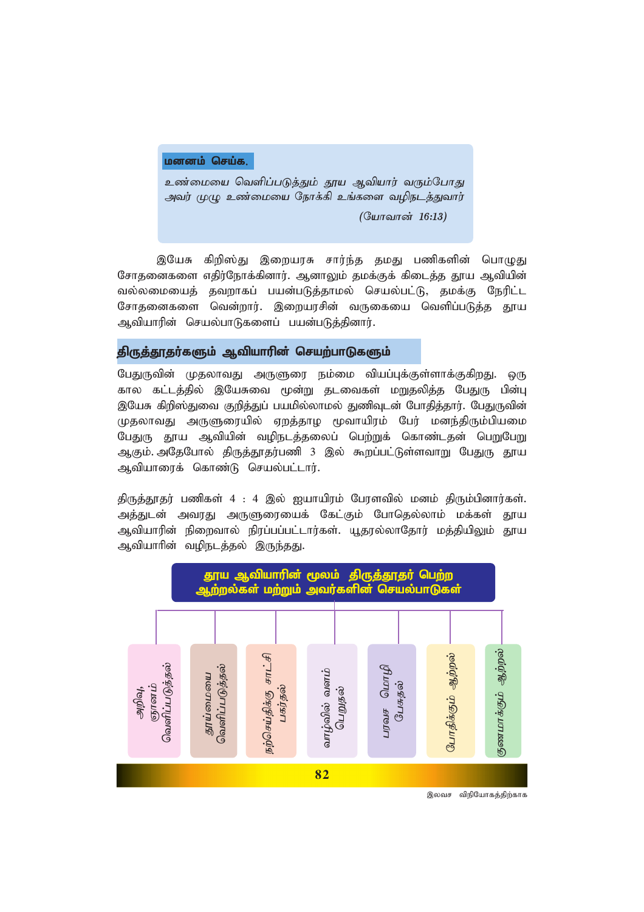**மனனம் செய்க.**

*உண்மையை வெளிப்படுத்தும் தூய ஆவியார் வரும்போது அவர் முழு உண்மையை நோக்கி உங்களை வழிநடத்துவார்*

*(யோவான் 16:13)*

இயேசு கிறிஸ்து இறையரசு சார்ந்த தமது பணிகளின் பொழுது சோதனைகளை எதிர்நோக்கினார். ஆனாலும் தமக்குக் கிடைத்த தூய ஆவியின் வல்லமையைத் தவறாகப் பயன்படுத்தாமல் செயல்பட்டு, தமக்கு நேரிட்ட சோதனைகளை வென்றார். இறையரசின் வருகையை வெளிப்படுத்த தூய ஆவியாரின் செயல்பாடுகளைப் பயன்படுத்தினார்.

## திருத்தூதர்களும் ஆவியாரின் செயற்பாடுகளும்

பேதுருவின் முதலாவது அருளுரை நம்மை வியப்புக்குள்ளாக்குகிறது. ஒரு கால கட்டத்தில் இயேசுவை மூன்று தடவைகள் மறுதலித்த பேதுரு பின்பு இயேசு கிறிஸ்துவை குறித்துப் பயமில்லாமல் துணிவுடன் போதித்தார். பேதுருவின் முதலாவது அருளுரையில் ஏறத்தாழ மூவாயிரம் பேர் மனந்திரும்பியமை பேதுரு தூய ஆவியின் வழிநடத்தலைப் பெற்றுக் கொண்டதன் பெறுபேறு ஆகும். அதேபோல் திருத்தூதர்பணி 3 இல் கூறப்பட்டுள்ளவாறு பேதுரு தூய ஆவியாரைக் கொண்டு செயல்பட்டார்.

திருத்தூதர் பணிகள் 4 : 4 இல் ஐயாயிரம் பேரளவில் மனம் திரும்பினார்கள். அத்துடன் அவரது அருளுரையைக் கேட்கும் போதெல்லாம் மக்கள் தூய ஆவியாரின் நிறைவால் நிரப்பப்பட்டார்கள். யூதரல்லாதோர் மத்தியிலும் தூய ஆவியாரின் வழிநடத்தல் இருந்தது.

**தூய ஆவியாரின் மூலம் திருத்தூதர் பெற்ற ஆற்றல்கள் மற்றும் அவர்களின் செயல்பாடுகள்**

- அறிவு, ஞானம் வெளிப்படுத்தல்
- தூய்மையை வெளிப்படுத்தல்
- நற்செய்திக்கு சாட்சி பகர்தல்
- வாழ்வில் வளம் பெறுதல்
- பரவச மொழி பேசுதல்
- போதிக்கும் ஆற்றல்
- குணமாக்கும் ஆற்றல்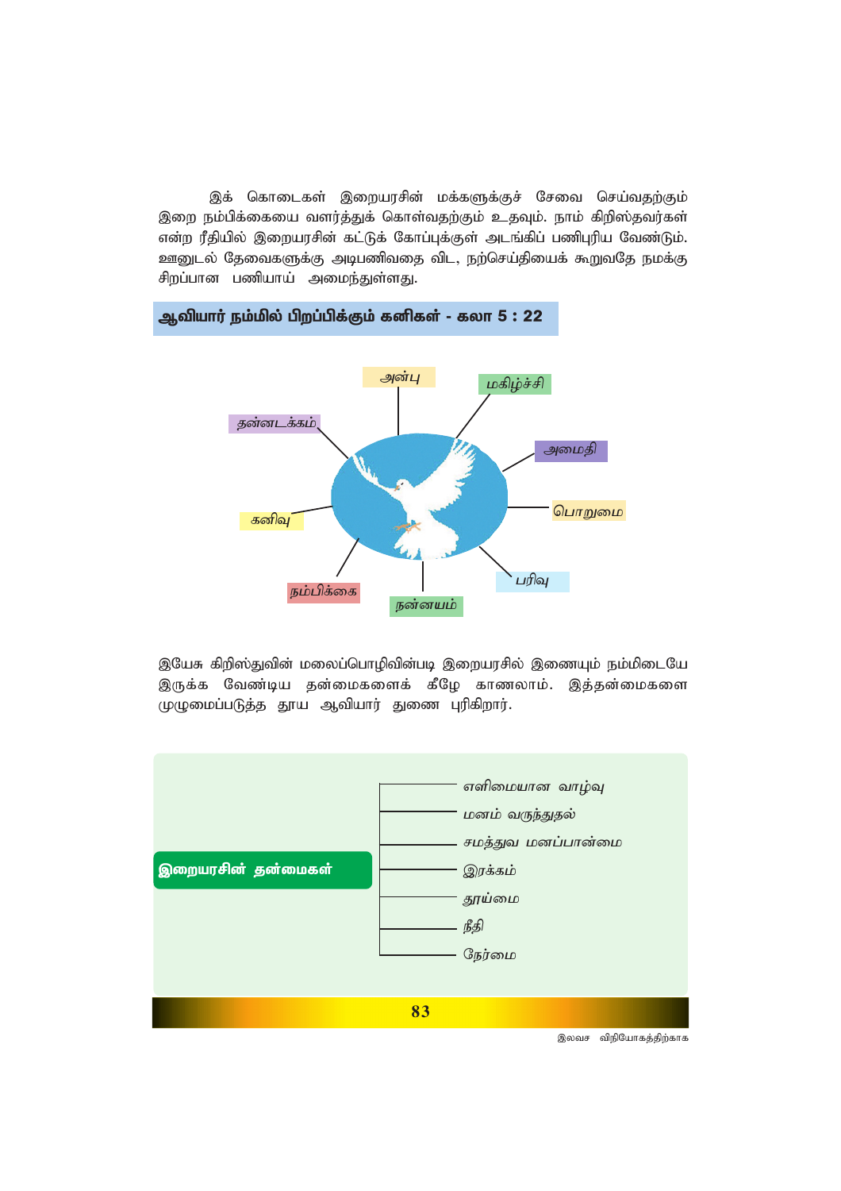இக் கொடைகள் இறையரசின் மக்களுக்குச் சேவை செய்வதற்கும் இறை நம்பிக்கையை வளர்த்துக் கொள்வதற்கும் உதவும். நாம் கிறிஸ்தவர்கள் என்ற ரீதியில் இறையரசின் கட்டுக் கோப்புக்குள் அடங்கிப் பணிபுரிய வேண்டும். ஊனுடல் தேவைகளுக்கு அடிபணிவதை விட, நற்செய்தியைக் கூறுவதே நமக்கு சிறப்பான பணியாய் அமைந்துள்ளது.

**ஆவியார் நம்மில் பிறப்பிக்கும் கனிகள் - கலா 5 : 22**

- அன்பு
- மகிழ்ச்சி
- அமைதி
- பொறுமை
- பரிவு
- நன்னயம்
- நம்பிக்கை
- கனிவு
- தன்னடக்கம்

இயேசு கிறிஸ்துவின் மலைப்பொழிவின்படி இறையரசில் இணையும் நம்மிடையே இருக்க வேண்டிய தன்மைகளைக் கீழே காணலாம். இத்தன்மைகளை முழுமைப்படுத்த தூய ஆவியார் துணை புரிகிறார்.

**இறையரசின் தன்மைகள்**

- எளிமையான வாழ்வு
- மனம் வருந்துதல்
- சமத்துவ மனப்பான்மை
- இரக்கம்
- தூய்மை
- நீதி
- நேர்மை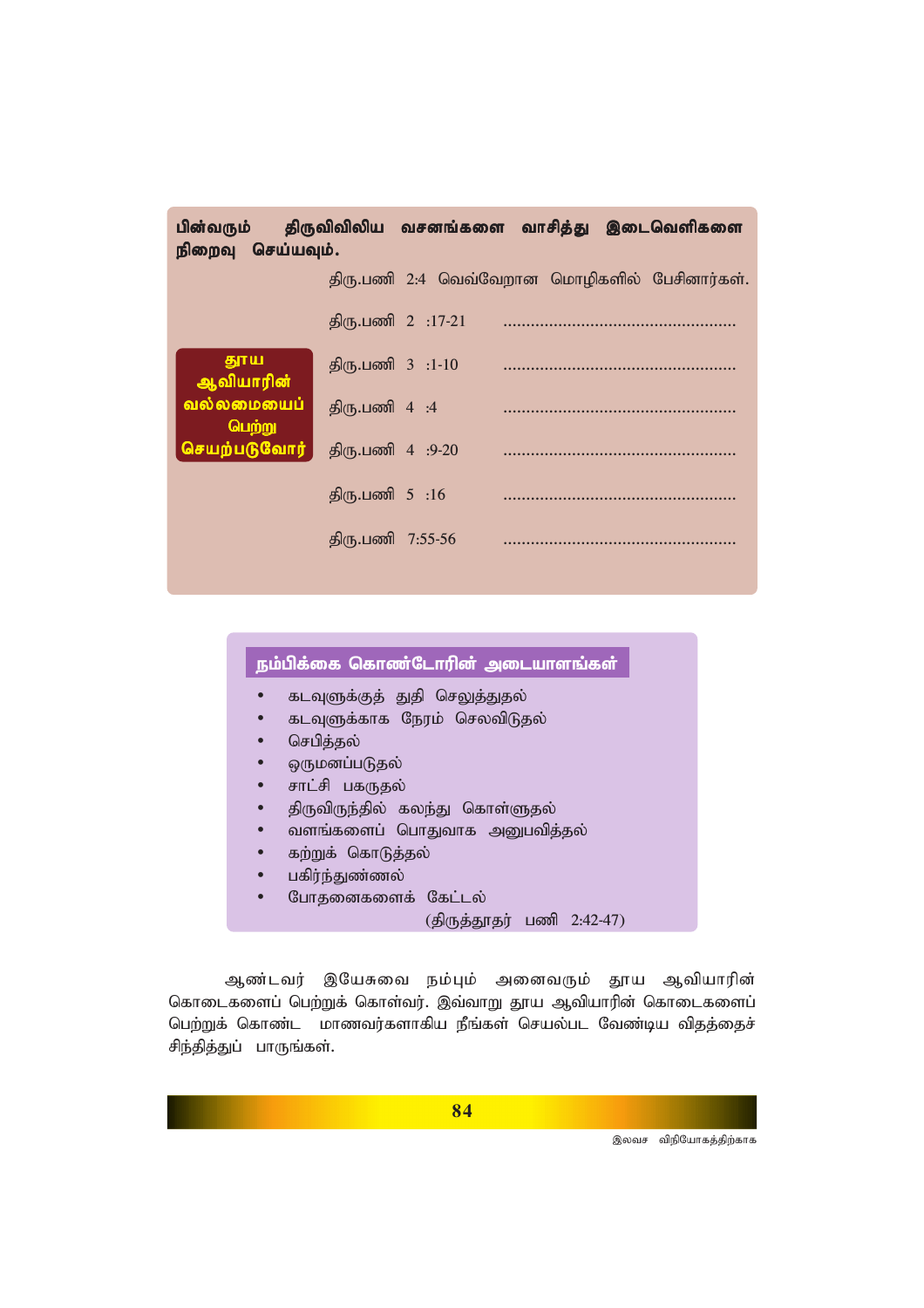**பின்வரும் திருவிவிலிய வசனங்களை வாசித்து இடைவெளிகளை நிறைவு செய்யவும்.**

**தூய ஆவியாரின் வல்லமையைப் பெற்று செயற்படுவோர்**

| | |
|---|---|
| திரு.பணி 2:4 | வெவ்வேறான மொழிகளில் பேசினார்கள். |
| திரு.பணி 2 :17-21 | ................................................ |
| திரு.பணி 3 :1-10 | ................................................ |
| திரு.பணி 4 :4 | ................................................ |
| திரு.பணி 4 :9-20 | ................................................ |
| திரு.பணி 5 :16 | ................................................ |
| திரு.பணி 7:55-56 | ................................................ |

## நம்பிக்கை கொண்டோரின் அடையாளங்கள்

- கடவுளுக்குத் துதி செலுத்துதல்
- கடவுளுக்காக நேரம் செலவிடுதல்
- செபித்தல்
- ஒருமனப்படுதல்
- சாட்சி பகருதல்
- திருவிருந்தில் கலந்து கொள்ளுதல்
- வளங்களைப் பொதுவாக அனுபவித்தல்
- கற்றுக் கொடுத்தல்
- பகிர்ந்துண்ணல்
- போதனைகளைக் கேட்டல்

(திருத்தூதர் பணி 2:42-47)

ஆண்டவர் இயேசுவை நம்பும் அனைவரும் தூய ஆவியாரின் கொடைகளைப் பெற்றுக் கொள்வர். இவ்வாறு தூய ஆவியாரின் கொடைகளைப் பெற்றுக் கொண்ட மாணவர்களாகிய நீங்கள் செயல்பட வேண்டிய விதத்தைச் சிந்தித்துப் பாருங்கள்.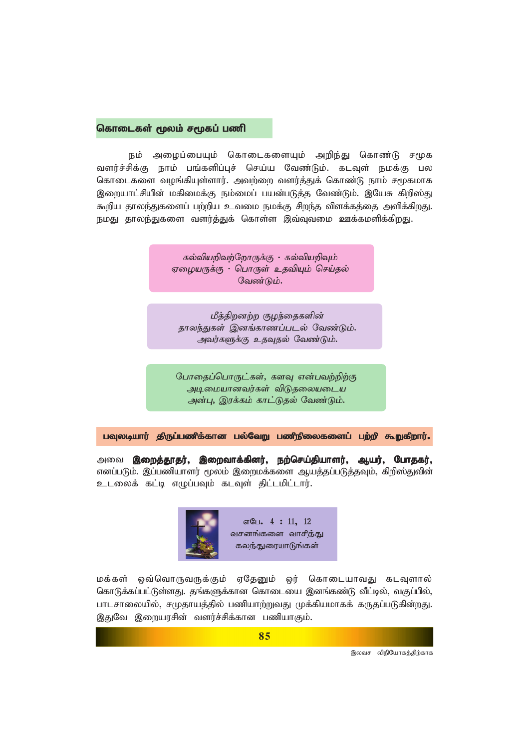## கொடைகள் மூலம் சமூகப் பணி

நம் அழைப்பையும் கொடைகளையும் அறிந்து கொண்டு சமூக வளர்ச்சிக்கு நாம் பங்களிப்புச் செய்ய வேண்டும். கடவுள் நமக்கு பல கொடைகளை வழங்கியுள்ளார். அவற்றை வளர்த்துக் கொண்டு நாம் சமூகமாக இறையாட்சியின் மகிமைக்கு நம்மைப் பயன்படுத்த வேண்டும். இயேசு கிறிஸ்து கூறிய தாலந்துகளைப் பற்றிய உவமை நமக்கு சிறந்த விளக்கத்தை அளிக்கிறது. நமது தாலந்துகளை வளர்த்துக் கொள்ள இவ்வுவமை ஊக்கமளிக்கிறது.

*கல்வியறிவற்றோருக்கு - கல்வியறிவும் ஏழையருக்கு - பொருள் உதவியும் செய்தல் வேண்டும்.*

*மீத்திறனற்ற குழந்தைகளின் தாலந்துகள் இனங்காணப்படல் வேண்டும். அவர்களுக்கு உதவுதல் வேண்டும்.*

*போதைப்பொருட்கள், களவு என்பவற்றிற்கு அடிமையானவர்கள் விடுதலையடைய அன்பு, இரக்கம் காட்டுதல் வேண்டும்.*

**பவுலடியார் திருப்பணிக்கான பல்வேறு பணிநிலைகளைப் பற்றி கூறுகிறார்.**

அவை **இறைத்தூதர், இறைவாக்கினர், நற்செய்தியாளர், ஆயர், போதகர்,** எனப்படும். இப்பணியாளர் மூலம் இறைமக்களை ஆயத்தப்படுத்தவும், கிறிஸ்துவின் உடலைக் கட்டி எழுப்பவும் கடவுள் திட்டமிட்டார்.

எபே. 4 : 11, 12 வசனங்களை வாசித்து கலந்துரையாடுங்கள்

மக்கள் ஒவ்வொருவருக்கும் ஏதேனும் ஓர் கொடையாவது கடவுளால் கொடுக்கப்பட்டுள்ளது. தங்களுக்கான கொடையை இனங்கண்டு வீட்டில், வகுப்பில், பாடசாலையில், சமுதாயத்தில் பணியாற்றுவது முக்கியமாகக் கருதப்படுகின்றது. இதுவே இறையரசின் வளர்ச்சிக்கான பணியாகும்.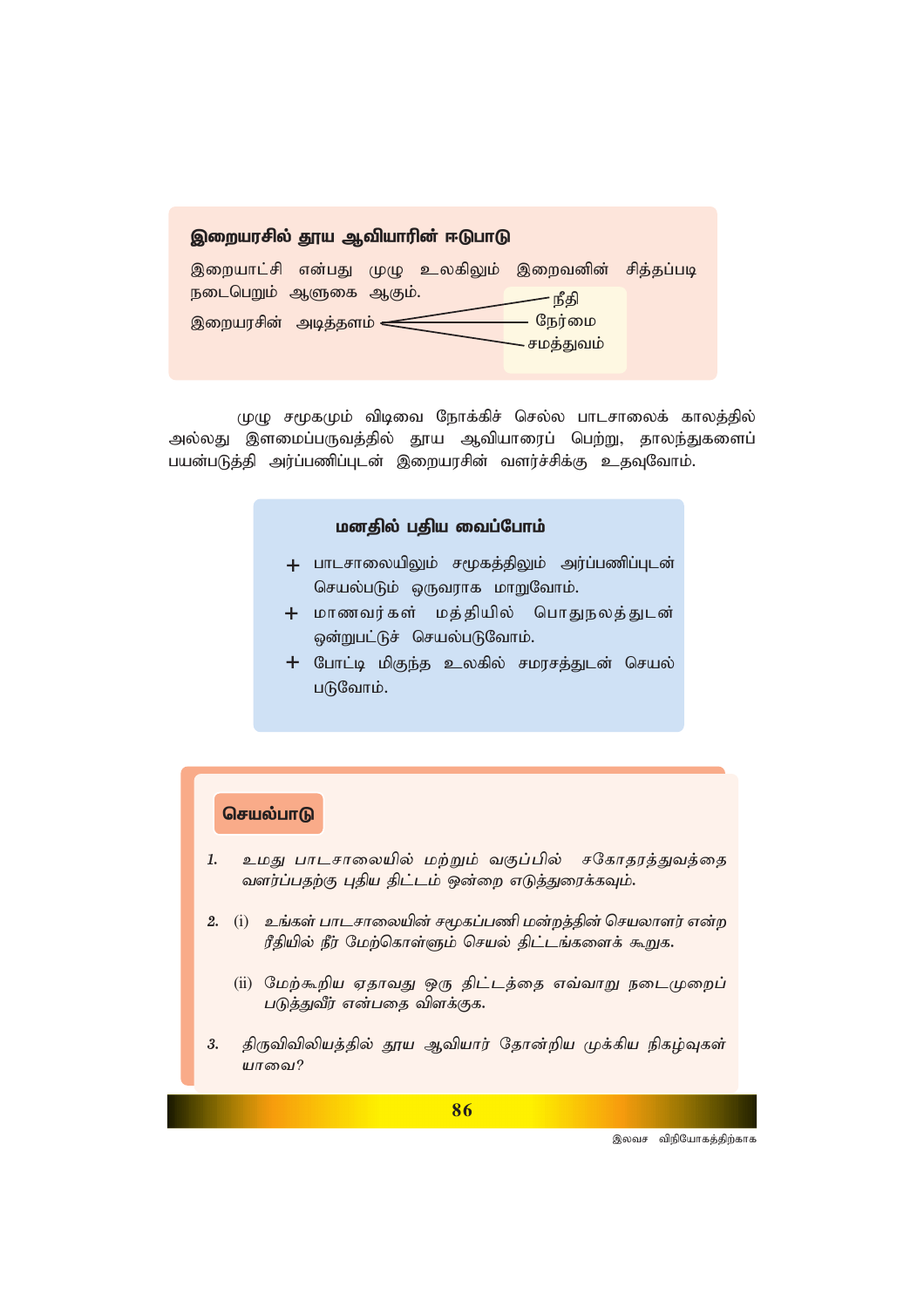### இறையரசில் தூய ஆவியாரின் ஈடுபாடு

இறையாட்சி என்பது முழு உலகிலும் இறைவனின் சித்தப்படி நடைபெறும் ஆளுகை ஆகும்.

இறையரசின் அடித்தளம்
- நீதி
- நேர்மை
- சமத்துவம்

முழு சமூகமும் விடிவை நோக்கிச் செல்ல பாடசாலைக் காலத்தில் அல்லது இளமைப்பருவத்தில் தூய ஆவியாரைப் பெற்று, தாலந்துகளைப் பயன்படுத்தி அர்ப்பணிப்புடன் இறையரசின் வளர்ச்சிக்கு உதவுவோம்.

### மனதில் பதிய வைப்போம்

+ பாடசாலையிலும் சமூகத்திலும் அர்ப்பணிப்புடன் செயல்படும் ஒருவராக மாறுவோம்.
+ மாணவர்கள் மத்தியில் பொதுநலத்துடன் ஒன்றுபட்டுச் செயல்படுவோம்.
+ போட்டி மிகுந்த உலகில் சமரசத்துடன் செயல் படுவோம்.

### செயல்பாடு

1. *உமது பாடசாலையில் மற்றும் வகுப்பில் சகோதரத்துவத்தை வளர்ப்பதற்கு புதிய திட்டம் ஒன்றை எடுத்துரைக்கவும்.*

2. (i) *உங்கள் பாடசாலையின் சமூகப்பணி மன்றத்தின் செயலாளர் என்ற ரீதியில் நீர் மேற்கொள்ளும் செயல் திட்டங்களைக் கூறுக.*

   (ii) *மேற்கூறிய ஏதாவது ஒரு திட்டத்தை எவ்வாறு நடைமுறைப் படுத்துவீர் என்பதை விளக்குக.*

3. *திருவிவிலியத்தில் தூய ஆவியார் தோன்றிய முக்கிய நிகழ்வுகள் யாவை?*

இலவச விநியோகத்திற்காக